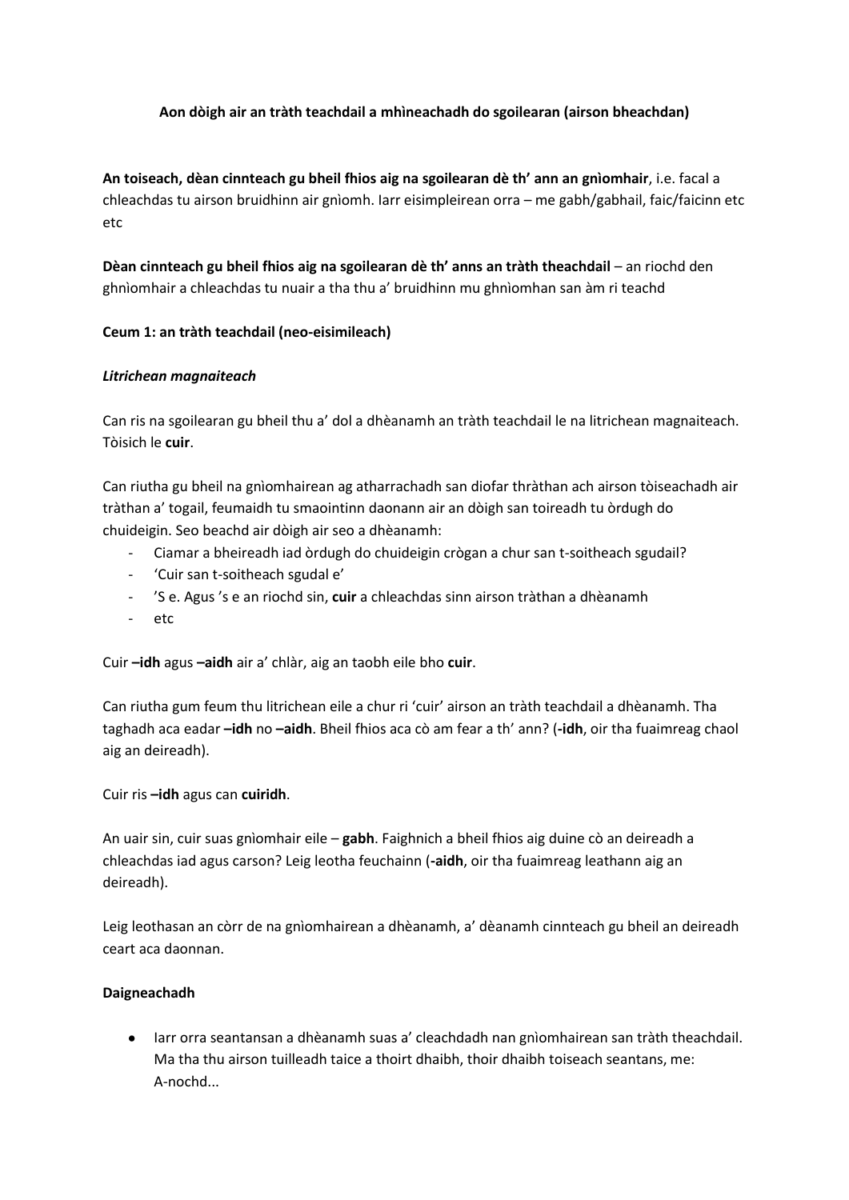**Aon dòigh air an tràth teachdail a mhìneachadh do sgoilearan (airson bheachdan)**

**An toiseach, dèan cinnteach gu bheil fhios aig na sgoilearan dè th' ann an gnìomhair**, i.e. facal a chleachdas tu airson bruidhinn air gnìomh. Iarr eisimpleirean orra – me gabh/gabhail, faic/faicinn etc etc

**Dèan cinnteach gu bheil fhios aig na sgoilearan dè th' anns an tràth theachdail** – an riochd den ghnìomhair a chleachdas tu nuair a tha thu a' bruidhinn mu ghnìomhan san àm ri teachd

**Ceum 1: an tràth teachdail (neo-eisimileach)**

***Litrichean magnaiteach***

Can ris na sgoilearan gu bheil thu a' dol a dhèanamh an tràth teachdail le na litrichean magnaiteach. Tòisich le **cuir**.

Can riutha gu bheil na gnìomhairean ag atharrachadh san diofar thràthan ach airson tòiseachadh air tràthan a' togail, feumaidh tu smaointinn daonann air an dòigh san toireadh tu òrdugh do chuideigin. Seo beachd air dòigh air seo a dhèanamh:

- Ciamar a bheireadh iad òrdugh do chuideigin crògan a chur san t-soitheach sgudail?
- 'Cuir san t-soitheach sgudal e'
- 'S e. Agus 's e an riochd sin, **cuir** a chleachdas sinn airson tràthan a dhèanamh
- etc

Cuir **–idh** agus **–aidh** air a' chlàr, aig an taobh eile bho **cuir**.

Can riutha gum feum thu litrichean eile a chur ri 'cuir' airson an tràth teachdail a dhèanamh. Tha taghadh aca eadar **–idh** no **–aidh**. Bheil fhios aca cò am fear a th' ann? (**-idh**, oir tha fuaimreag chaol aig an deireadh).

Cuir ris **–idh** agus can **cuiridh**.

An uair sin, cuir suas gnìomhair eile – **gabh**. Faighnich a bheil fhios aig duine cò an deireadh a chleachdas iad agus carson? Leig leotha feuchainn (**-aidh**, oir tha fuaimreag leathann aig an deireadh).

Leig leothasan an còrr de na gnìomhairean a dhèanamh, a' dèanamh cinnteach gu bheil an deireadh ceart aca daonnan.

**Daigneachadh**

- Iarr orra seantansan a dhèanamh suas a' cleachdadh nan gnìomhairean san tràth theachdail. Ma tha thu airson tuilleadh taice a thoirt dhaibh, thoir dhaibh toiseach seantans, me: A-nochd...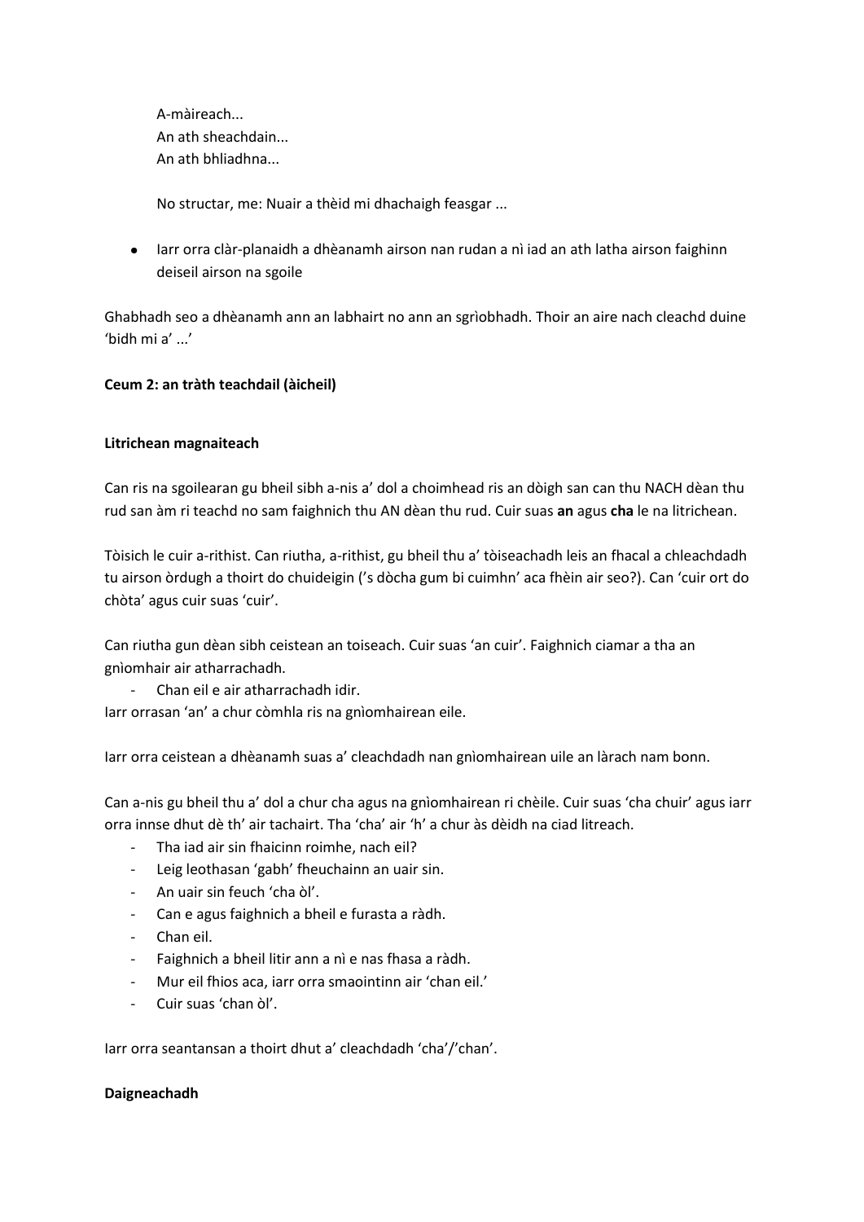A-màireach...
An ath sheachdain...
An ath bhliadhna...

No structar, me: Nuair a thèid mi dhachaigh feasgar ...

- Iarr orra clàr-planaidh a dhèanamh airson nan rudan a nì iad an ath latha airson faighinn deiseil airson na sgoile

Ghabhadh seo a dhèanamh ann an labhairt no ann an sgrìobhadh. Thoir an aire nach cleachd duine 'bidh mi a' ...'

**Ceum 2: an tràth teachdail (àicheil)**

**Litrichean magnaiteach**

Can ris na sgoilearan gu bheil sibh a-nis a' dol a choimhead ris an dòigh san can thu NACH dèan thu rud san àm ri teachd no sam faighnich thu AN dèan thu rud. Cuir suas **an** agus **cha** le na litrichean.

Tòisich le cuir a-rithist. Can riutha, a-rithist, gu bheil thu a' tòiseachadh leis an fhacal a chleachdadh tu airson òrdugh a thoirt do chuideigin ('s dòcha gum bi cuimhn' aca fhèin air seo?). Can 'cuir ort do chòta' agus cuir suas 'cuir'.

Can riutha gun dèan sibh ceistean an toiseach. Cuir suas 'an cuir'. Faighnich ciamar a tha an gnìomhair air atharrachadh.

- Chan eil e air atharrachadh idir.

Iarr orrasan 'an' a chur còmhla ris na gnìomhairean eile.

Iarr orra ceistean a dhèanamh suas a' cleachdadh nan gnìomhairean uile an làrach nam bonn.

Can a-nis gu bheil thu a' dol a chur cha agus na gnìomhairean ri chèile. Cuir suas 'cha chuir' agus iarr orra innse dhut dè th' air tachairt. Tha 'cha' air 'h' a chur às dèidh na ciad litreach.

- Tha iad air sin fhaicinn roimhe, nach eil?
- Leig leothasan 'gabh' fheuchainn an uair sin.
- An uair sin feuch 'cha òl'.
- Can e agus faighnich a bheil e furasta a ràdh.
- Chan eil.
- Faighnich a bheil litir ann a nì e nas fhasa a ràdh.
- Mur eil fhios aca, iarr orra smaointinn air 'chan eil.'
- Cuir suas 'chan òl'.

Iarr orra seantansan a thoirt dhut a' cleachdadh 'cha'/'chan'.

**Daigneachadh**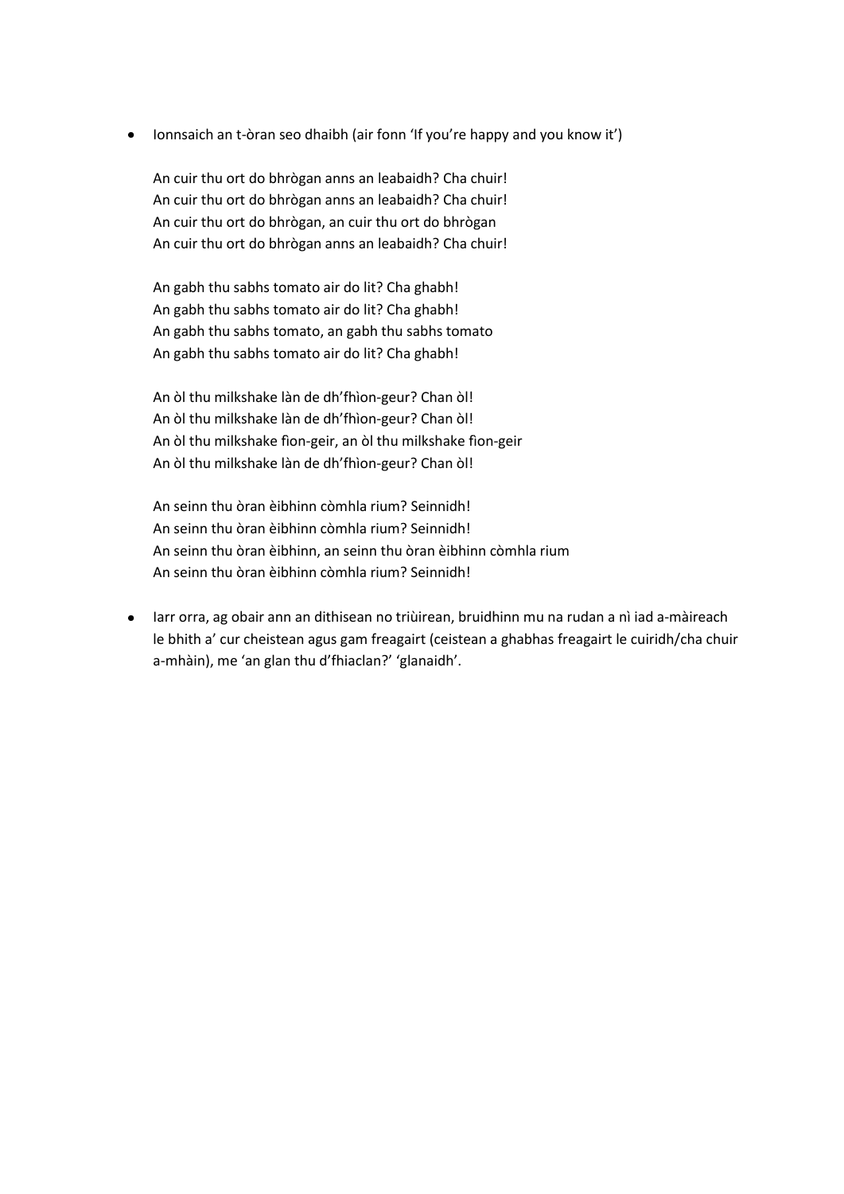- Ionnsaich an t-òran seo dhaibh (air fonn 'If you're happy and you know it')

  An cuir thu ort do bhrògan anns an leabaidh? Cha chuir!
  An cuir thu ort do bhrògan anns an leabaidh? Cha chuir!
  An cuir thu ort do bhrògan, an cuir thu ort do bhrògan
  An cuir thu ort do bhrògan anns an leabaidh? Cha chuir!

  An gabh thu sabhs tomato air do lit? Cha ghabh!
  An gabh thu sabhs tomato air do lit? Cha ghabh!
  An gabh thu sabhs tomato, an gabh thu sabhs tomato
  An gabh thu sabhs tomato air do lit? Cha ghabh!

  An òl thu milkshake làn de dh'fhìon-geur? Chan òl!
  An òl thu milkshake làn de dh'fhìon-geur? Chan òl!
  An òl thu milkshake fìon-geir, an òl thu milkshake fìon-geir
  An òl thu milkshake làn de dh'fhìon-geur? Chan òl!

  An seinn thu òran èibhinn còmhla rium? Seinnidh!
  An seinn thu òran èibhinn còmhla rium? Seinnidh!
  An seinn thu òran èibhinn, an seinn thu òran èibhinn còmhla rium
  An seinn thu òran èibhinn còmhla rium? Seinnidh!

- Iarr orra, ag obair ann an dithisean no triùirean, bruidhinn mu na rudan a nì iad a-màireach le bhith a' cur cheistean agus gam freagairt (ceistean a ghabhas freagairt le cuiridh/cha chuir a-mhàin), me 'an glan thu d'fhiaclan?' 'glanaidh'.